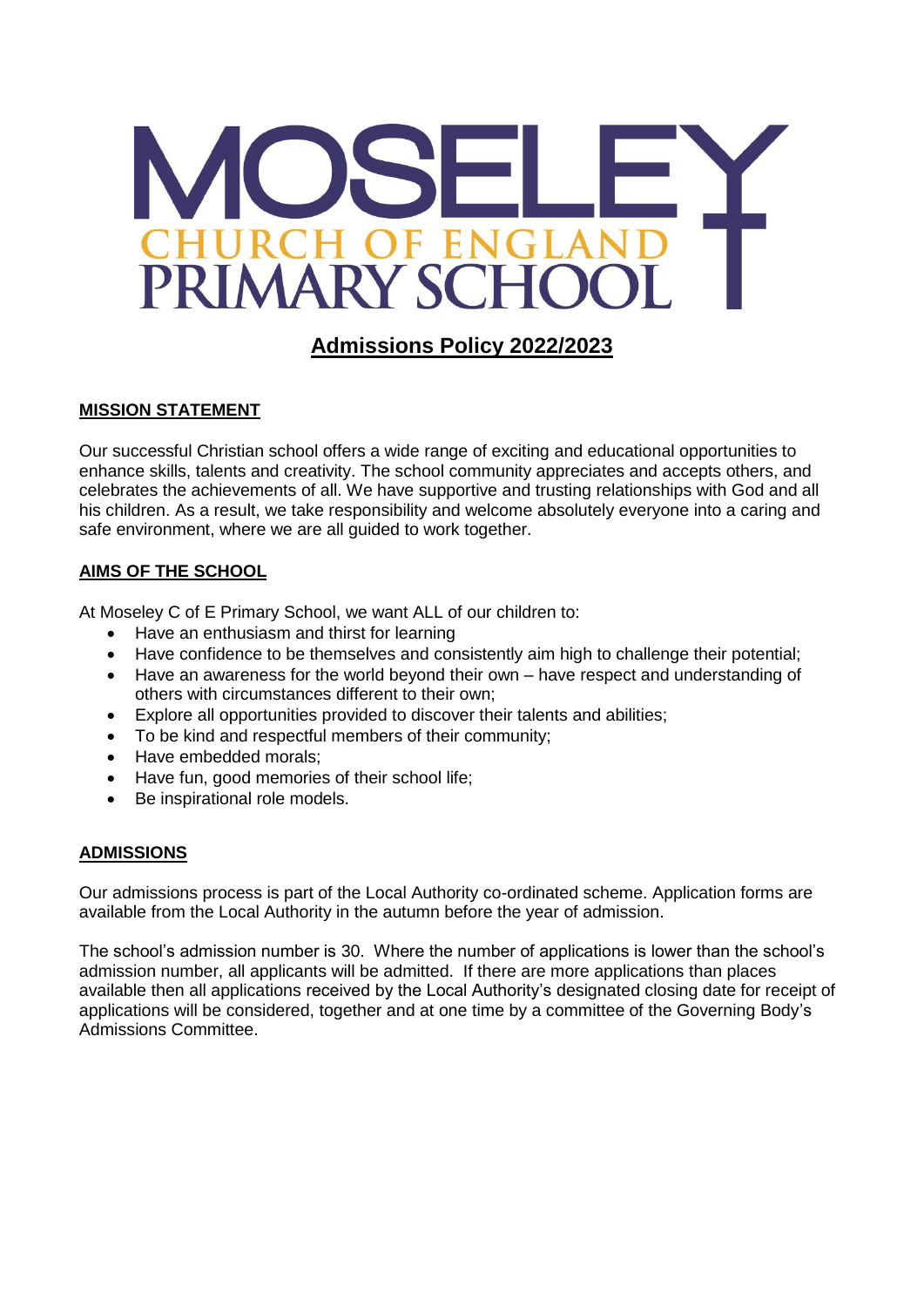# MOSELEY CHURCH OF ENGLAND PRIMARY SCHOOL

## Admissions Policy 2022/2023

### MISSION STATEMENT

Our successful Christian school offers a wide range of exciting and educational opportunities to enhance skills, talents and creativity. The school community appreciates and accepts others, and celebrates the achievements of all. We have supportive and trusting relationships with God and all his children. As a result, we take responsibility and welcome absolutely everyone into a caring and safe environment, where we are all guided to work together.

### AIMS OF THE SCHOOL

At Moseley C of E Primary School, we want ALL of our children to:

- Have an enthusiasm and thirst for learning
- Have confidence to be themselves and consistently aim high to challenge their potential;
- Have an awareness for the world beyond their own – have respect and understanding of others with circumstances different to their own;
- Explore all opportunities provided to discover their talents and abilities;
- To be kind and respectful members of their community;
- Have embedded morals;
- Have fun, good memories of their school life;
- Be inspirational role models.

### ADMISSIONS

Our admissions process is part of the Local Authority co-ordinated scheme. Application forms are available from the Local Authority in the autumn before the year of admission.

The school's admission number is 30. Where the number of applications is lower than the school's admission number, all applicants will be admitted. If there are more applications than places available then all applications received by the Local Authority's designated closing date for receipt of applications will be considered, together and at one time by a committee of the Governing Body's Admissions Committee.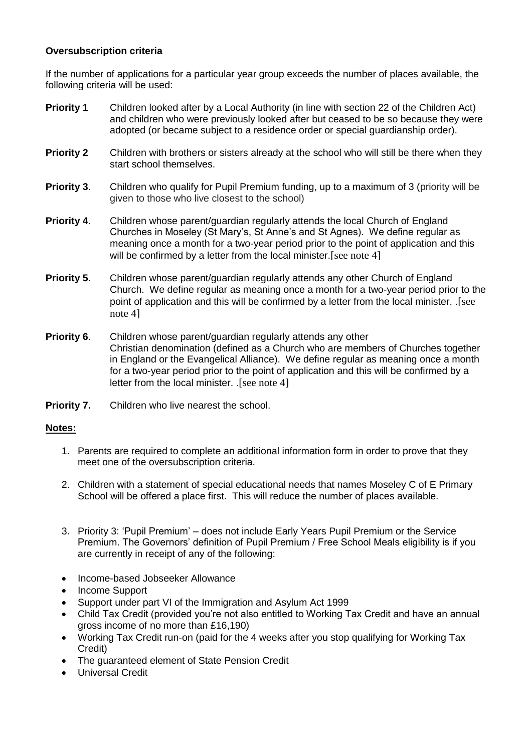**Oversubscription criteria**

If the number of applications for a particular year group exceeds the number of places available, the following criteria will be used:

**Priority 1** Children looked after by a Local Authority (in line with section 22 of the Children Act) and children who were previously looked after but ceased to be so because they were adopted (or became subject to a residence order or special guardianship order).

**Priority 2** Children with brothers or sisters already at the school who will still be there when they start school themselves.

**Priority 3**. Children who qualify for Pupil Premium funding, up to a maximum of 3 (priority will be given to those who live closest to the school)

**Priority 4**. Children whose parent/guardian regularly attends the local Church of England Churches in Moseley (St Mary's, St Anne's and St Agnes). We define regular as meaning once a month for a two-year period prior to the point of application and this will be confirmed by a letter from the local minister.[see note 4]

**Priority 5**. Children whose parent/guardian regularly attends any other Church of England Church. We define regular as meaning once a month for a two-year period prior to the point of application and this will be confirmed by a letter from the local minister. .[see note 4]

**Priority 6**. Children whose parent/guardian regularly attends any other Christian denomination (defined as a Church who are members of Churches together in England or the Evangelical Alliance). We define regular as meaning once a month for a two-year period prior to the point of application and this will be confirmed by a letter from the local minister. .[see note 4]

**Priority 7.** Children who live nearest the school.

**Notes:**

1. Parents are required to complete an additional information form in order to prove that they meet one of the oversubscription criteria.

2. Children with a statement of special educational needs that names Moseley C of E Primary School will be offered a place first. This will reduce the number of places available.

3. Priority 3: 'Pupil Premium' – does not include Early Years Pupil Premium or the Service Premium. The Governors' definition of Pupil Premium / Free School Meals eligibility is if you are currently in receipt of any of the following:

- Income-based Jobseeker Allowance
- Income Support
- Support under part VI of the Immigration and Asylum Act 1999
- Child Tax Credit (provided you're not also entitled to Working Tax Credit and have an annual gross income of no more than £16,190)
- Working Tax Credit run-on (paid for the 4 weeks after you stop qualifying for Working Tax Credit)
- The guaranteed element of State Pension Credit
- Universal Credit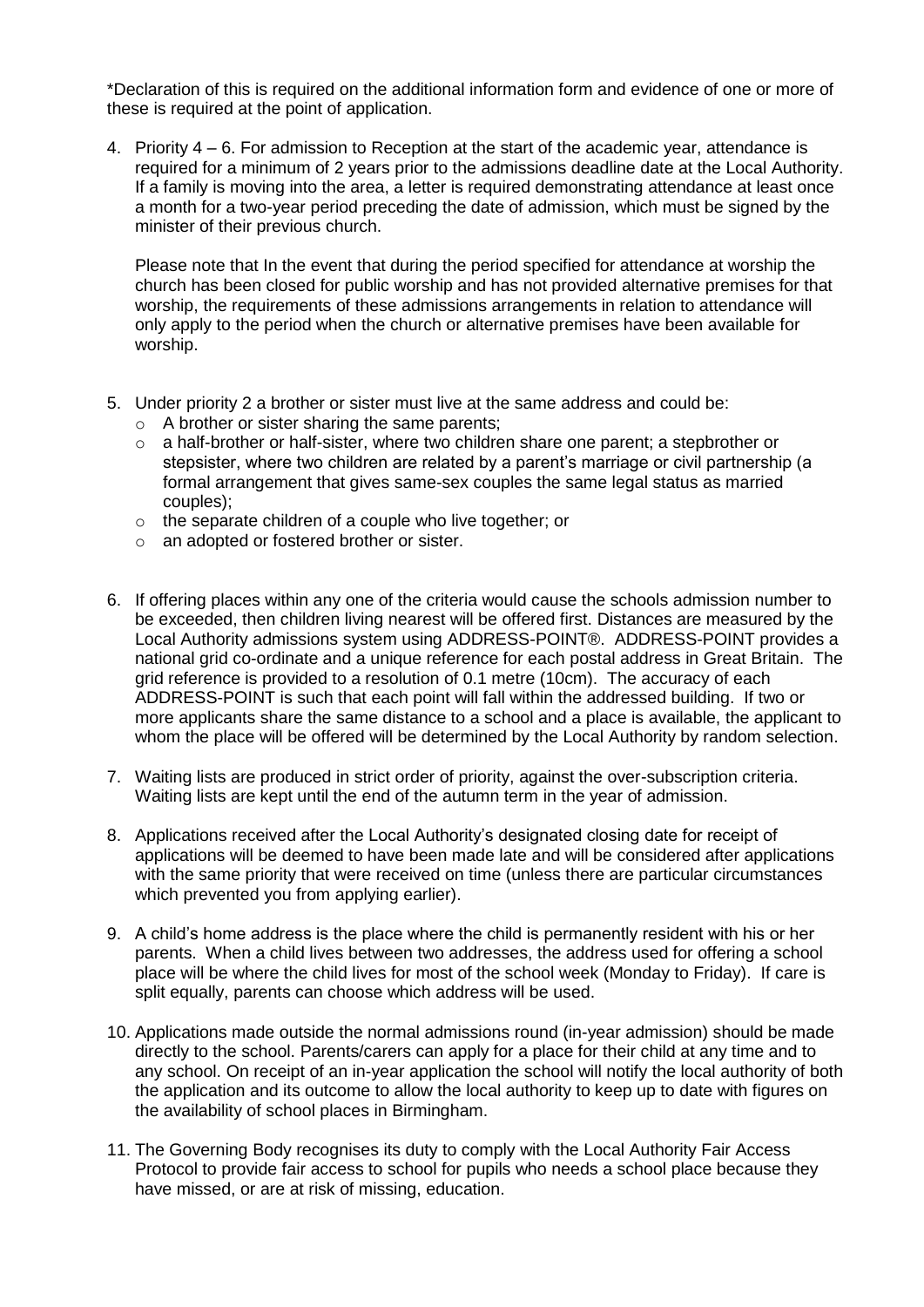*Declaration of this is required on the additional information form and evidence of one or more of these is required at the point of application.

4. Priority 4 – 6. For admission to Reception at the start of the academic year, attendance is required for a minimum of 2 years prior to the admissions deadline date at the Local Authority. If a family is moving into the area, a letter is required demonstrating attendance at least once a month for a two-year period preceding the date of admission, which must be signed by the minister of their previous church.

   Please note that In the event that during the period specified for attendance at worship the church has been closed for public worship and has not provided alternative premises for that worship, the requirements of these admissions arrangements in relation to attendance will only apply to the period when the church or alternative premises have been available for worship.

5. Under priority 2 a brother or sister must live at the same address and could be:
   - A brother or sister sharing the same parents;
   - a half-brother or half-sister, where two children share one parent; a stepbrother or stepsister, where two children are related by a parent's marriage or civil partnership (a formal arrangement that gives same-sex couples the same legal status as married couples);
   - the separate children of a couple who live together; or
   - an adopted or fostered brother or sister.

6. If offering places within any one of the criteria would cause the schools admission number to be exceeded, then children living nearest will be offered first. Distances are measured by the Local Authority admissions system using ADDRESS-POINT®. ADDRESS-POINT provides a national grid co-ordinate and a unique reference for each postal address in Great Britain. The grid reference is provided to a resolution of 0.1 metre (10cm). The accuracy of each ADDRESS-POINT is such that each point will fall within the addressed building. If two or more applicants share the same distance to a school and a place is available, the applicant to whom the place will be offered will be determined by the Local Authority by random selection.

7. Waiting lists are produced in strict order of priority, against the over-subscription criteria. Waiting lists are kept until the end of the autumn term in the year of admission.

8. Applications received after the Local Authority's designated closing date for receipt of applications will be deemed to have been made late and will be considered after applications with the same priority that were received on time (unless there are particular circumstances which prevented you from applying earlier).

9. A child's home address is the place where the child is permanently resident with his or her parents. When a child lives between two addresses, the address used for offering a school place will be where the child lives for most of the school week (Monday to Friday). If care is split equally, parents can choose which address will be used.

10. Applications made outside the normal admissions round (in-year admission) should be made directly to the school. Parents/carers can apply for a place for their child at any time and to any school. On receipt of an in-year application the school will notify the local authority of both the application and its outcome to allow the local authority to keep up to date with figures on the availability of school places in Birmingham.

11. The Governing Body recognises its duty to comply with the Local Authority Fair Access Protocol to provide fair access to school for pupils who needs a school place because they have missed, or are at risk of missing, education.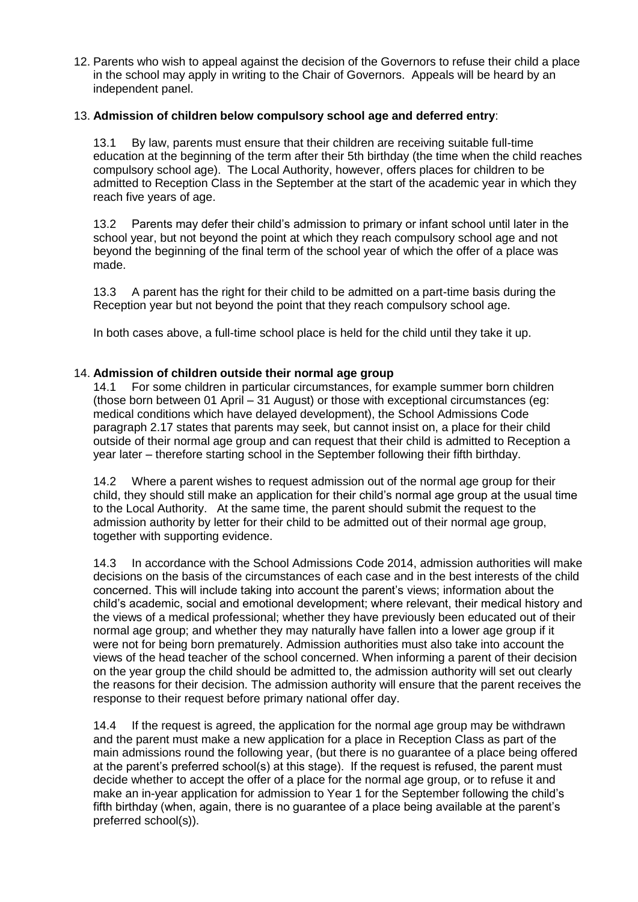12. Parents who wish to appeal against the decision of the Governors to refuse their child a place in the school may apply in writing to the Chair of Governors. Appeals will be heard by an independent panel.

13. **Admission of children below compulsory school age and deferred entry**:

13.1 By law, parents must ensure that their children are receiving suitable full-time education at the beginning of the term after their 5th birthday (the time when the child reaches compulsory school age). The Local Authority, however, offers places for children to be admitted to Reception Class in the September at the start of the academic year in which they reach five years of age.

13.2 Parents may defer their child's admission to primary or infant school until later in the school year, but not beyond the point at which they reach compulsory school age and not beyond the beginning of the final term of the school year of which the offer of a place was made.

13.3 A parent has the right for their child to be admitted on a part-time basis during the Reception year but not beyond the point that they reach compulsory school age.

In both cases above, a full-time school place is held for the child until they take it up.

14. **Admission of children outside their normal age group**

14.1 For some children in particular circumstances, for example summer born children (those born between 01 April – 31 August) or those with exceptional circumstances (eg: medical conditions which have delayed development), the School Admissions Code paragraph 2.17 states that parents may seek, but cannot insist on, a place for their child outside of their normal age group and can request that their child is admitted to Reception a year later – therefore starting school in the September following their fifth birthday.

14.2 Where a parent wishes to request admission out of the normal age group for their child, they should still make an application for their child's normal age group at the usual time to the Local Authority. At the same time, the parent should submit the request to the admission authority by letter for their child to be admitted out of their normal age group, together with supporting evidence.

14.3 In accordance with the School Admissions Code 2014, admission authorities will make decisions on the basis of the circumstances of each case and in the best interests of the child concerned. This will include taking into account the parent's views; information about the child's academic, social and emotional development; where relevant, their medical history and the views of a medical professional; whether they have previously been educated out of their normal age group; and whether they may naturally have fallen into a lower age group if it were not for being born prematurely. Admission authorities must also take into account the views of the head teacher of the school concerned. When informing a parent of their decision on the year group the child should be admitted to, the admission authority will set out clearly the reasons for their decision. The admission authority will ensure that the parent receives the response to their request before primary national offer day.

14.4 If the request is agreed, the application for the normal age group may be withdrawn and the parent must make a new application for a place in Reception Class as part of the main admissions round the following year, (but there is no guarantee of a place being offered at the parent's preferred school(s) at this stage). If the request is refused, the parent must decide whether to accept the offer of a place for the normal age group, or to refuse it and make an in-year application for admission to Year 1 for the September following the child's fifth birthday (when, again, there is no guarantee of a place being available at the parent's preferred school(s)).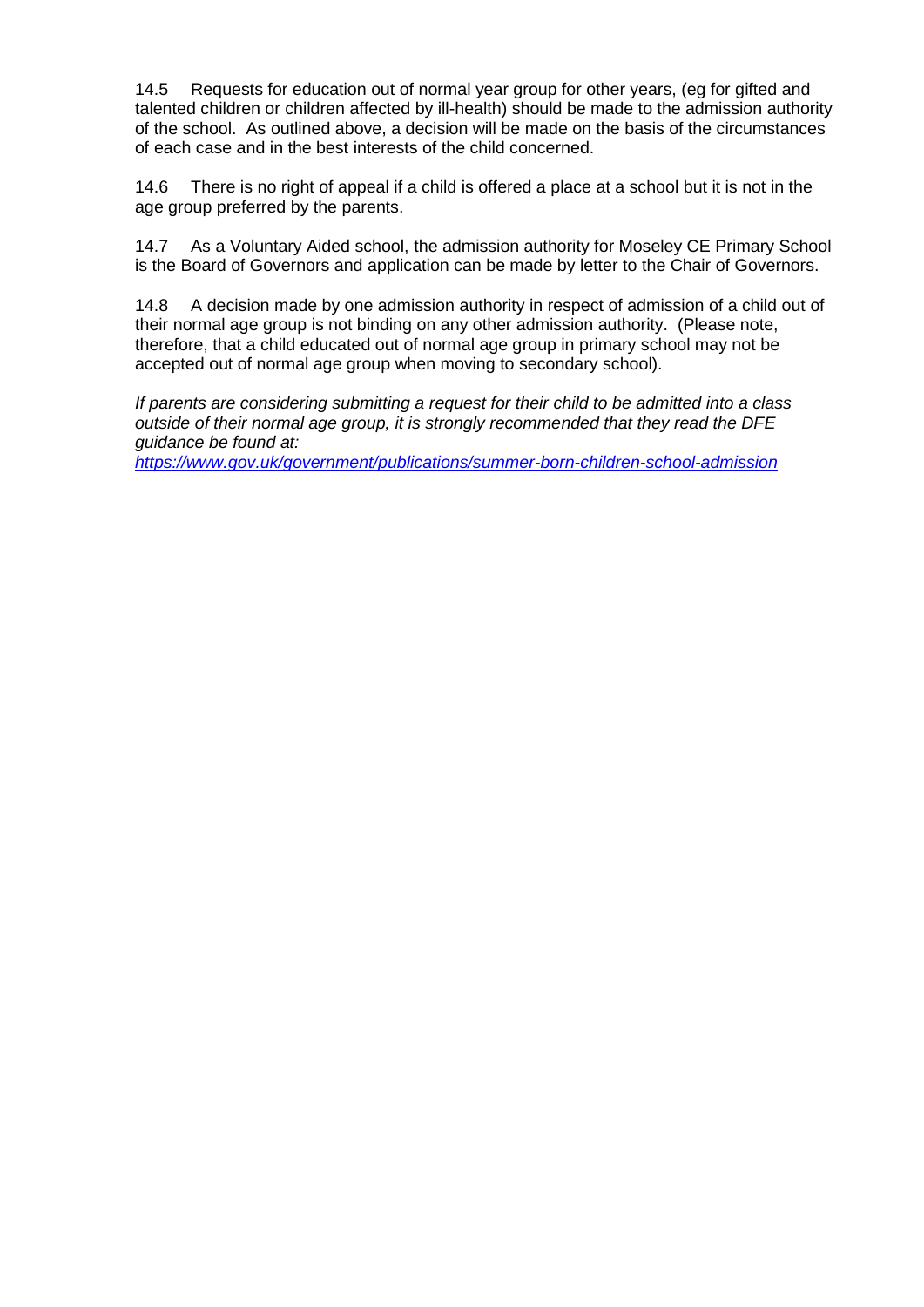14.5 Requests for education out of normal year group for other years, (eg for gifted and talented children or children affected by ill-health) should be made to the admission authority of the school. As outlined above, a decision will be made on the basis of the circumstances of each case and in the best interests of the child concerned.

14.6 There is no right of appeal if a child is offered a place at a school but it is not in the age group preferred by the parents.

14.7 As a Voluntary Aided school, the admission authority for Moseley CE Primary School is the Board of Governors and application can be made by letter to the Chair of Governors.

14.8 A decision made by one admission authority in respect of admission of a child out of their normal age group is not binding on any other admission authority. (Please note, therefore, that a child educated out of normal age group in primary school may not be accepted out of normal age group when moving to secondary school).

*If parents are considering submitting a request for their child to be admitted into a class outside of their normal age group, it is strongly recommended that they read the DFE guidance be found at:*
*[https://www.gov.uk/government/publications/summer-born-children-school-admission](https://www.gov.uk/government/publications/summer-born-children-school-admission)*